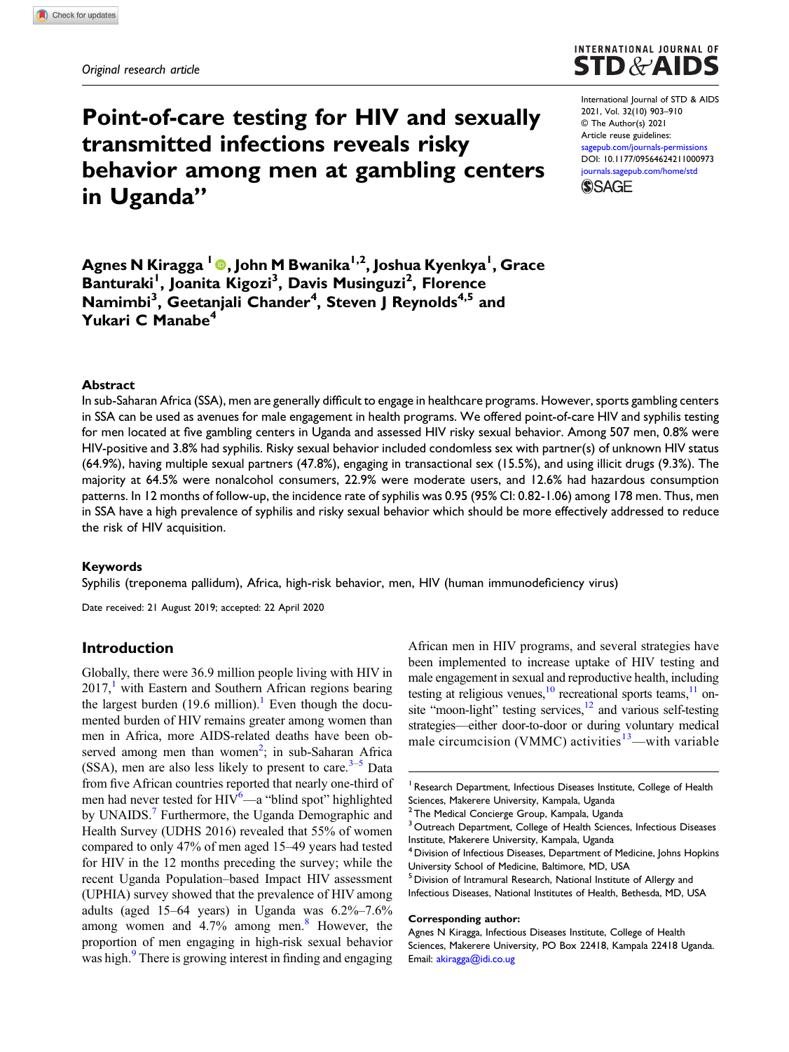*Original research article*

# Point-of-care testing for HIV and sexually transmitted infections reveals risky behavior among men at gambling centers in Uganda"

International Journal of STD & AIDS
2021, Vol. 32(10) 903–910
© The Author(s) 2021
Article reuse guidelines:
sagepub.com/journals-permissions
DOI: 10.1177/0956462421​1000973
journals.sagepub.com/home/std

**Agnes N Kiragga[1], John M Bwanika[1,2], Joshua Kyenkya[1], Grace Banturaki[1], Joanita Kigozi[3], Davis Musinguzi[2], Florence Namimbi[3], Geetanjali Chander[4], Steven J Reynolds[4,5] and Yukari C Manabe[4]**

## Abstract

In sub-Saharan Africa (SSA), men are generally difficult to engage in healthcare programs. However, sports gambling centers in SSA can be used as avenues for male engagement in health programs. We offered point-of-care HIV and syphilis testing for men located at five gambling centers in Uganda and assessed HIV risky sexual behavior. Among 507 men, 0.8% were HIV-positive and 3.8% had syphilis. Risky sexual behavior included condomless sex with partner(s) of unknown HIV status (64.9%), having multiple sexual partners (47.8%), engaging in transactional sex (15.5%), and using illicit drugs (9.3%). The majority at 64.5% were nonalcohol consumers, 22.9% were moderate users, and 12.6% had hazardous consumption patterns. In 12 months of follow-up, the incidence rate of syphilis was 0.95 (95% CI: 0.82-1.06) among 178 men. Thus, men in SSA have a high prevalence of syphilis and risky sexual behavior which should be more effectively addressed to reduce the risk of HIV acquisition.

### Keywords

Syphilis (treponema pallidum), Africa, high-risk behavior, men, HIV (human immunodeficiency virus)

Date received: 21 August 2019; accepted: 22 April 2020

## Introduction

Globally, there were 36.9 million people living with HIV in 2017,[1] with Eastern and Southern African regions bearing the largest burden (19.6 million).[1] Even though the documented burden of HIV remains greater among women than men in Africa, more AIDS-related deaths have been observed among men than women[2]; in sub-Saharan Africa (SSA), men are also less likely to present to care.[3–5] Data from five African countries reported that nearly one-third of men had never tested for HIV[6]—a "blind spot" highlighted by UNAIDS.[7] Furthermore, the Uganda Demographic and Health Survey (UDHS 2016) revealed that 55% of women compared to only 47% of men aged 15–49 years had tested for HIV in the 12 months preceding the survey; while the recent Uganda Population–based Impact HIV assessment (UPHIA) survey showed that the prevalence of HIV among adults (aged 15–64 years) in Uganda was 6.2%–7.6% among women and 4.7% among men.[8] However, the proportion of men engaging in high-risk sexual behavior was high.[9] There is growing interest in finding and engaging African men in HIV programs, and several strategies have been implemented to increase uptake of HIV testing and male engagement in sexual and reproductive health, including testing at religious venues,[10] recreational sports teams,[11] on-site "moon-light" testing services,[12] and various self-testing strategies—either door-to-door or during voluntary medical male circumcision (VMMC) activities[13]—with variable

[1] Research Department, Infectious Diseases Institute, College of Health Sciences, Makerere University, Kampala, Uganda
[2] The Medical Concierge Group, Kampala, Uganda
[3] Outreach Department, College of Health Sciences, Infectious Diseases Institute, Makerere University, Kampala, Uganda
[4] Division of Infectious Diseases, Department of Medicine, Johns Hopkins University School of Medicine, Baltimore, MD, USA
[5] Division of Intramural Research, National Institute of Allergy and Infectious Diseases, National Institutes of Health, Bethesda, MD, USA

**Corresponding author:**
Agnes N Kiragga, Infectious Diseases Institute, College of Health Sciences, Makerere University, PO Box 22418, Kampala 22418 Uganda.
Email: akiragga@idi.co.ug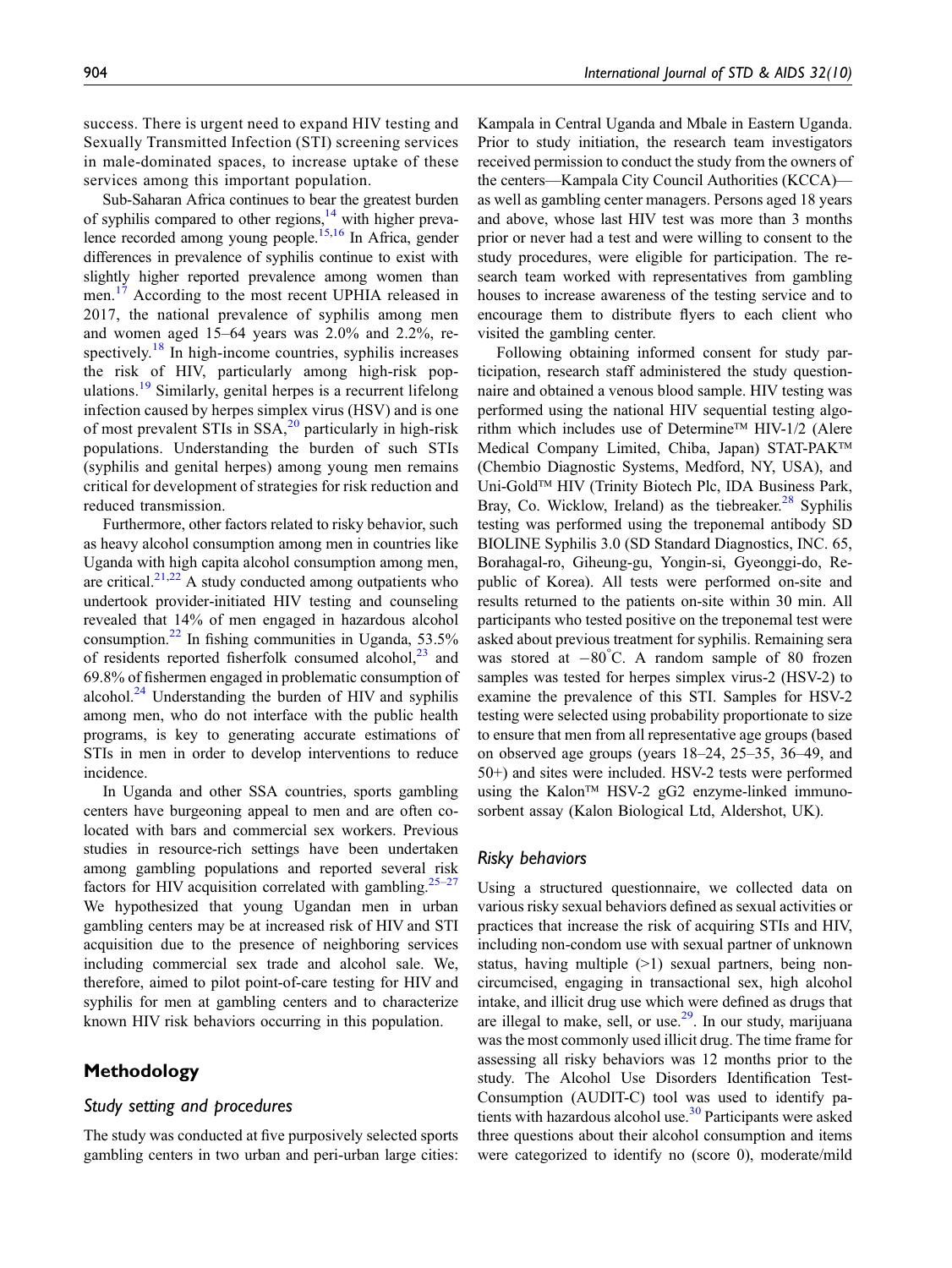success. There is urgent need to expand HIV testing and Sexually Transmitted Infection (STI) screening services in male-dominated spaces, to increase uptake of these services among this important population.

Sub-Saharan Africa continues to bear the greatest burden of syphilis compared to other regions,[14] with higher prevalence recorded among young people.[15,16] In Africa, gender differences in prevalence of syphilis continue to exist with slightly higher reported prevalence among women than men.[17] According to the most recent UPHIA released in 2017, the national prevalence of syphilis among men and women aged 15–64 years was 2.0% and 2.2%, respectively.[18] In high-income countries, syphilis increases the risk of HIV, particularly among high-risk populations.[19] Similarly, genital herpes is a recurrent lifelong infection caused by herpes simplex virus (HSV) and is one of most prevalent STIs in SSA,[20] particularly in high-risk populations. Understanding the burden of such STIs (syphilis and genital herpes) among young men remains critical for development of strategies for risk reduction and reduced transmission.

Furthermore, other factors related to risky behavior, such as heavy alcohol consumption among men in countries like Uganda with high capita alcohol consumption among men, are critical.[21,22] A study conducted among outpatients who undertook provider-initiated HIV testing and counseling revealed that 14% of men engaged in hazardous alcohol consumption.[22] In fishing communities in Uganda, 53.5% of residents reported fisherfolk consumed alcohol,[23] and 69.8% of fishermen engaged in problematic consumption of alcohol.[24] Understanding the burden of HIV and syphilis among men, who do not interface with the public health programs, is key to generating accurate estimations of STIs in men in order to develop interventions to reduce incidence.

In Uganda and other SSA countries, sports gambling centers have burgeoning appeal to men and are often co-located with bars and commercial sex workers. Previous studies in resource-rich settings have been undertaken among gambling populations and reported several risk factors for HIV acquisition correlated with gambling.[25–27] We hypothesized that young Ugandan men in urban gambling centers may be at increased risk of HIV and STI acquisition due to the presence of neighboring services including commercial sex trade and alcohol sale. We, therefore, aimed to pilot point-of-care testing for HIV and syphilis for men at gambling centers and to characterize known HIV risk behaviors occurring in this population.

## Methodology

### Study setting and procedures

The study was conducted at five purposively selected sports gambling centers in two urban and peri-urban large cities: Kampala in Central Uganda and Mbale in Eastern Uganda. Prior to study initiation, the research team investigators received permission to conduct the study from the owners of the centers—Kampala City Council Authorities (KCCA)—as well as gambling center managers. Persons aged 18 years and above, whose last HIV test was more than 3 months prior or never had a test and were willing to consent to the study procedures, were eligible for participation. The research team worked with representatives from gambling houses to increase awareness of the testing service and to encourage them to distribute flyers to each client who visited the gambling center.

Following obtaining informed consent for study participation, research staff administered the study questionnaire and obtained a venous blood sample. HIV testing was performed using the national HIV sequential testing algorithm which includes use of Determine™ HIV-1/2 (Alere Medical Company Limited, Chiba, Japan) STAT-PAK™ (Chembio Diagnostic Systems, Medford, NY, USA), and Uni-Gold™ HIV (Trinity Biotech Plc, IDA Business Park, Bray, Co. Wicklow, Ireland) as the tiebreaker.[28] Syphilis testing was performed using the treponemal antibody SD BIOLINE Syphilis 3.0 (SD Standard Diagnostics, INC. 65, Borahagal-ro, Giheung-gu, Yongin-si, Gyeonggi-do, Republic of Korea). All tests were performed on-site and results returned to the patients on-site within 30 min. All participants who tested positive on the treponemal test were asked about previous treatment for syphilis. Remaining sera was stored at −80°C. A random sample of 80 frozen samples was tested for herpes simplex virus-2 (HSV-2) to examine the prevalence of this STI. Samples for HSV-2 testing were selected using probability proportionate to size to ensure that men from all representative age groups (based on observed age groups (years 18–24, 25–35, 36–49, and 50+) and sites were included. HSV-2 tests were performed using the Kalon™ HSV-2 gG2 enzyme-linked immunosorbent assay (Kalon Biological Ltd, Aldershot, UK).

### Risky behaviors

Using a structured questionnaire, we collected data on various risky sexual behaviors defined as sexual activities or practices that increase the risk of acquiring STIs and HIV, including non-condom use with sexual partner of unknown status, having multiple (>1) sexual partners, being non-circumcised, engaging in transactional sex, high alcohol intake, and illicit drug use which were defined as drugs that are illegal to make, sell, or use.[29]. In our study, marijuana was the most commonly used illicit drug. The time frame for assessing all risky behaviors was 12 months prior to the study. The Alcohol Use Disorders Identification Test-Consumption (AUDIT-C) tool was used to identify patients with hazardous alcohol use.[30] Participants were asked three questions about their alcohol consumption and items were categorized to identify no (score 0), moderate/mild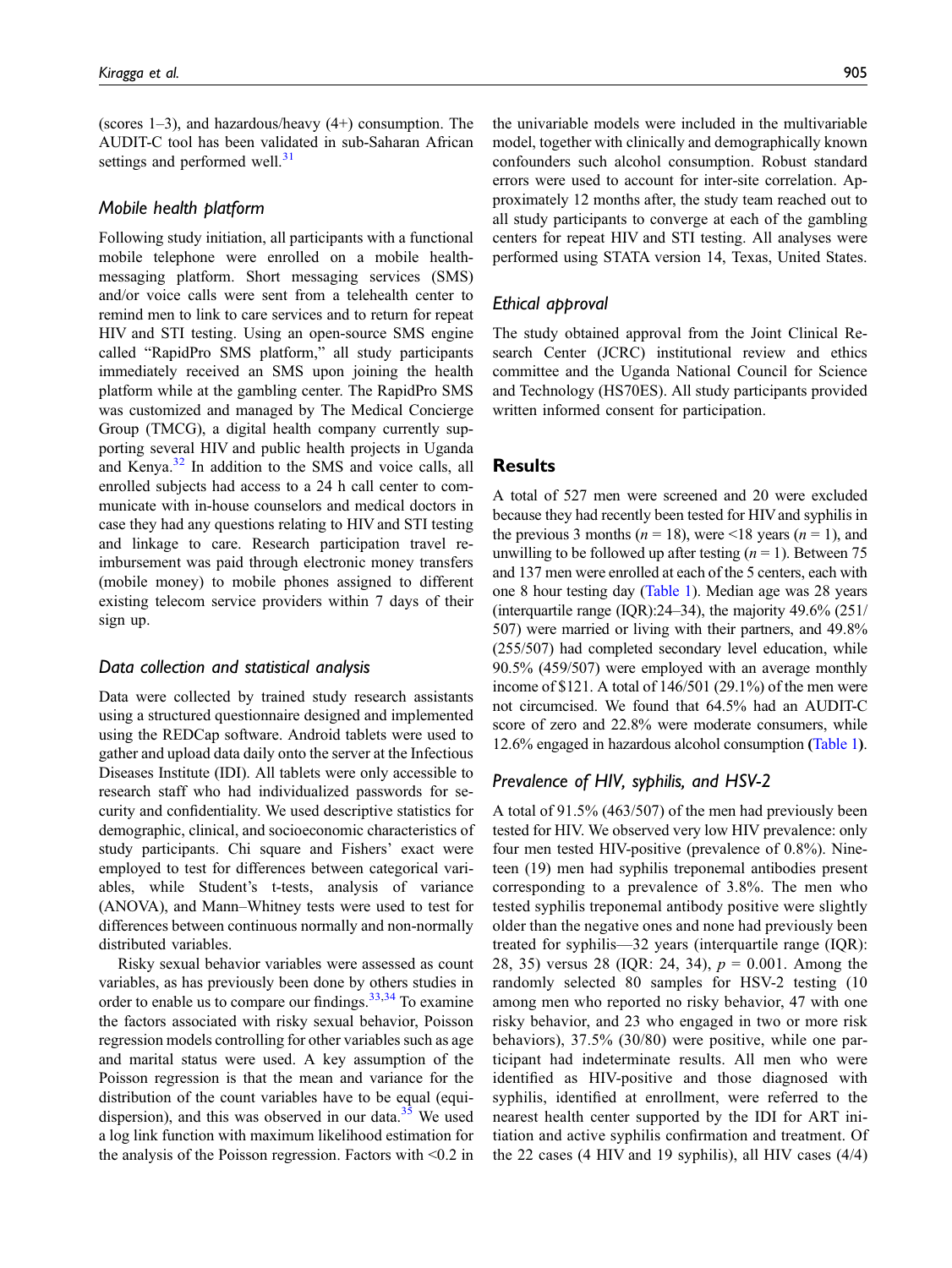(scores 1–3), and hazardous/heavy (4+) consumption. The AUDIT-C tool has been validated in sub-Saharan African settings and performed well.[31]

### *Mobile health platform*

Following study initiation, all participants with a functional mobile telephone were enrolled on a mobile health-messaging platform. Short messaging services (SMS) and/or voice calls were sent from a telehealth center to remind men to link to care services and to return for repeat HIV and STI testing. Using an open-source SMS engine called "RapidPro SMS platform," all study participants immediately received an SMS upon joining the health platform while at the gambling center. The RapidPro SMS was customized and managed by The Medical Concierge Group (TMCG), a digital health company currently supporting several HIV and public health projects in Uganda and Kenya.[32] In addition to the SMS and voice calls, all enrolled subjects had access to a 24 h call center to communicate with in-house counselors and medical doctors in case they had any questions relating to HIV and STI testing and linkage to care. Research participation travel reimbursement was paid through electronic money transfers (mobile money) to mobile phones assigned to different existing telecom service providers within 7 days of their sign up.

### *Data collection and statistical analysis*

Data were collected by trained study research assistants using a structured questionnaire designed and implemented using the REDCap software. Android tablets were used to gather and upload data daily onto the server at the Infectious Diseases Institute (IDI). All tablets were only accessible to research staff who had individualized passwords for security and confidentiality. We used descriptive statistics for demographic, clinical, and socioeconomic characteristics of study participants. Chi square and Fishers' exact were employed to test for differences between categorical variables, while Student's t-tests, analysis of variance (ANOVA), and Mann–Whitney tests were used to test for differences between continuous normally and non-normally distributed variables.

Risky sexual behavior variables were assessed as count variables, as has previously been done by others studies in order to enable us to compare our findings.[33,34] To examine the factors associated with risky sexual behavior, Poisson regression models controlling for other variables such as age and marital status were used. A key assumption of the Poisson regression is that the mean and variance for the distribution of the count variables have to be equal (equi-dispersion), and this was observed in our data.[35] We used a log link function with maximum likelihood estimation for the analysis of the Poisson regression. Factors with <0.2 in the univariable models were included in the multivariable model, together with clinically and demographically known confounders such alcohol consumption. Robust standard errors were used to account for inter-site correlation. Approximately 12 months after, the study team reached out to all study participants to converge at each of the gambling centers for repeat HIV and STI testing. All analyses were performed using STATA version 14, Texas, United States.

### *Ethical approval*

The study obtained approval from the Joint Clinical Research Center (JCRC) institutional review and ethics committee and the Uganda National Council for Science and Technology (HS70ES). All study participants provided written informed consent for participation.

## Results

A total of 527 men were screened and 20 were excluded because they had recently been tested for HIV and syphilis in the previous 3 months ($n$ = 18), were <18 years ($n$ = 1), and unwilling to be followed up after testing ($n$ = 1). Between 75 and 137 men were enrolled at each of the 5 centers, each with one 8 hour testing day (Table 1). Median age was 28 years (interquartile range (IQR):24–34), the majority 49.6% (251/507) were married or living with their partners, and 49.8% (255/507) had completed secondary level education, while 90.5% (459/507) were employed with an average monthly income of $121. A total of 146/501 (29.1%) of the men were not circumcised. We found that 64.5% had an AUDIT-C score of zero and 22.8% were moderate consumers, while 12.6% engaged in hazardous alcohol consumption (Table 1).

### *Prevalence of HIV, syphilis, and HSV-2*

A total of 91.5% (463/507) of the men had previously been tested for HIV. We observed very low HIV prevalence: only four men tested HIV-positive (prevalence of 0.8%). Nineteen (19) men had syphilis treponemal antibodies present corresponding to a prevalence of 3.8%. The men who tested syphilis treponemal antibody positive were slightly older than the negative ones and none had previously been treated for syphilis—32 years (interquartile range (IQR): 28, 35) versus 28 (IQR: 24, 34), $p$ = 0.001. Among the randomly selected 80 samples for HSV-2 testing (10 among men who reported no risky behavior, 47 with one risky behavior, and 23 who engaged in two or more risk behaviors), 37.5% (30/80) were positive, while one participant had indeterminate results. All men who were identified as HIV-positive and those diagnosed with syphilis, identified at enrollment, were referred to the nearest health center supported by the IDI for ART initiation and active syphilis confirmation and treatment. Of the 22 cases (4 HIV and 19 syphilis), all HIV cases (4/4)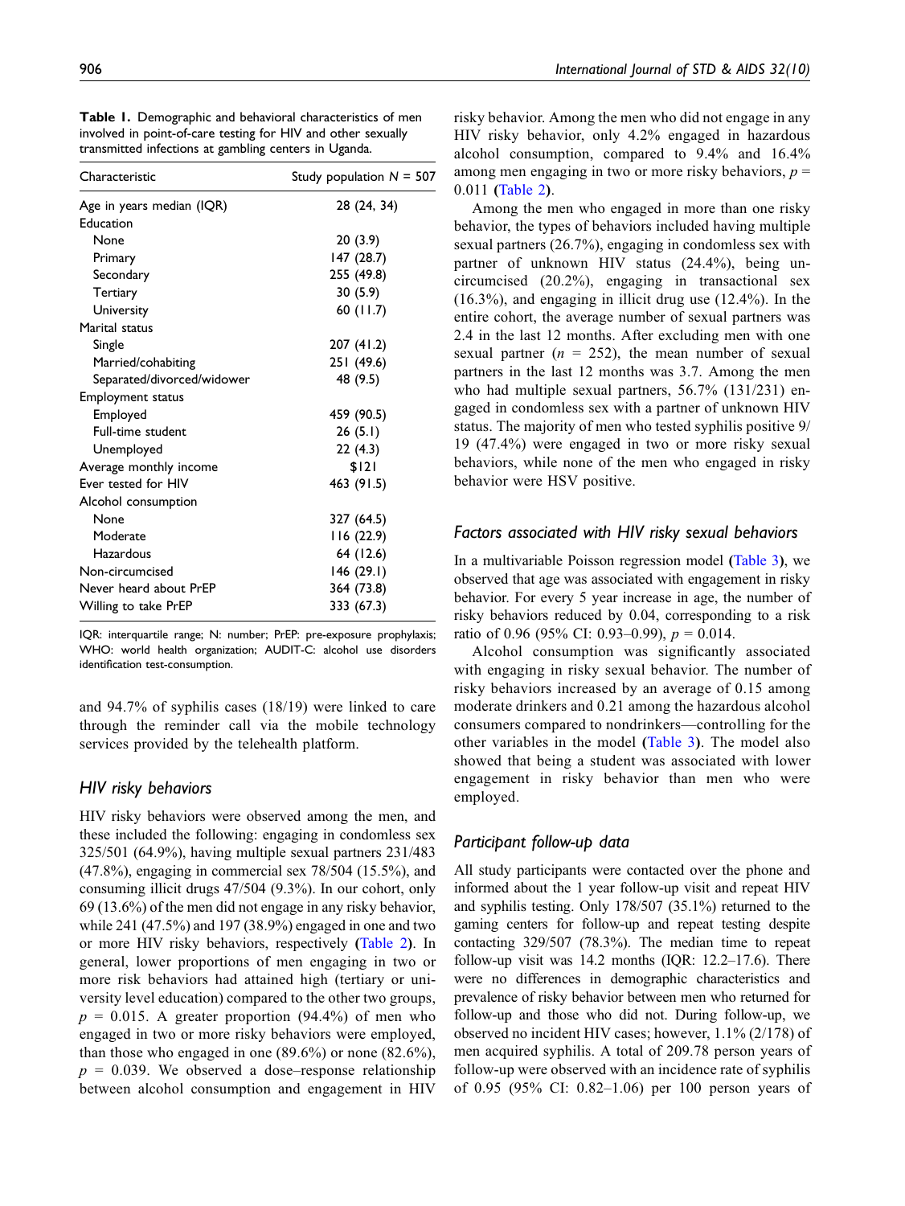**Table 1.** Demographic and behavioral characteristics of men involved in point-of-care testing for HIV and other sexually transmitted infections at gambling centers in Uganda.

| Characteristic | Study population N = 507 |
|---|---|
| Age in years median (IQR) | 28 (24, 34) |
| Education | |
| None | 20 (3.9) |
| Primary | 147 (28.7) |
| Secondary | 255 (49.8) |
| Tertiary | 30 (5.9) |
| University | 60 (11.7) |
| Marital status | |
| Single | 207 (41.2) |
| Married/cohabiting | 251 (49.6) |
| Separated/divorced/widower | 48 (9.5) |
| Employment status | |
| Employed | 459 (90.5) |
| Full-time student | 26 (5.1) |
| Unemployed | 22 (4.3) |
| Average monthly income | $121 |
| Ever tested for HIV | 463 (91.5) |
| Alcohol consumption | |
| None | 327 (64.5) |
| Moderate | 116 (22.9) |
| Hazardous | 64 (12.6) |
| Non-circumcised | 146 (29.1) |
| Never heard about PrEP | 364 (73.8) |
| Willing to take PrEP | 333 (67.3) |

IQR: interquartile range; N: number; PrEP: pre-exposure prophylaxis; WHO: world health organization; AUDIT-C: alcohol use disorders identification test-consumption.

and 94.7% of syphilis cases (18/19) were linked to care through the reminder call via the mobile technology services provided by the telehealth platform.

### HIV risky behaviors

HIV risky behaviors were observed among the men, and these included the following: engaging in condomless sex 325/501 (64.9%), having multiple sexual partners 231/483 (47.8%), engaging in commercial sex 78/504 (15.5%), and consuming illicit drugs 47/504 (9.3%). In our cohort, only 69 (13.6%) of the men did not engage in any risky behavior, while 241 (47.5%) and 197 (38.9%) engaged in one and two or more HIV risky behaviors, respectively (Table 2). In general, lower proportions of men engaging in two or more risk behaviors had attained high (tertiary or university level education) compared to the other two groups, $p = 0.015$. A greater proportion (94.4%) of men who engaged in two or more risky behaviors were employed, than those who engaged in one (89.6%) or none (82.6%), $p = 0.039$. We observed a dose–response relationship between alcohol consumption and engagement in HIV risky behavior. Among the men who did not engage in any HIV risky behavior, only 4.2% engaged in hazardous alcohol consumption, compared to 9.4% and 16.4% among men engaging in two or more risky behaviors, $p = 0.011$ (Table 2).

Among the men who engaged in more than one risky behavior, the types of behaviors included having multiple sexual partners (26.7%), engaging in condomless sex with partner of unknown HIV status (24.4%), being uncircumcised (20.2%), engaging in transactional sex (16.3%), and engaging in illicit drug use (12.4%). In the entire cohort, the average number of sexual partners was 2.4 in the last 12 months. After excluding men with one sexual partner ($n = 252$), the mean number of sexual partners in the last 12 months was 3.7. Among the men who had multiple sexual partners, 56.7% (131/231) engaged in condomless sex with a partner of unknown HIV status. The majority of men who tested syphilis positive 9/19 (47.4%) were engaged in two or more risky sexual behaviors, while none of the men who engaged in risky behavior were HSV positive.

### Factors associated with HIV risky sexual behaviors

In a multivariable Poisson regression model (Table 3), we observed that age was associated with engagement in risky behavior. For every 5 year increase in age, the number of risky behaviors reduced by 0.04, corresponding to a risk ratio of 0.96 (95% CI: 0.93–0.99), $p = 0.014$.

Alcohol consumption was significantly associated with engaging in risky sexual behavior. The number of risky behaviors increased by an average of 0.15 among moderate drinkers and 0.21 among the hazardous alcohol consumers compared to nondrinkers—controlling for the other variables in the model (Table 3). The model also showed that being a student was associated with lower engagement in risky behavior than men who were employed.

### Participant follow-up data

All study participants were contacted over the phone and informed about the 1 year follow-up visit and repeat HIV and syphilis testing. Only 178/507 (35.1%) returned to the gaming centers for follow-up and repeat testing despite contacting 329/507 (78.3%). The median time to repeat follow-up visit was 14.2 months (IQR: 12.2–17.6). There were no differences in demographic characteristics and prevalence of risky behavior between men who returned for follow-up and those who did not. During follow-up, we observed no incident HIV cases; however, 1.1% (2/178) of men acquired syphilis. A total of 209.78 person years of follow-up were observed with an incidence rate of syphilis of 0.95 (95% CI: 0.82–1.06) per 100 person years of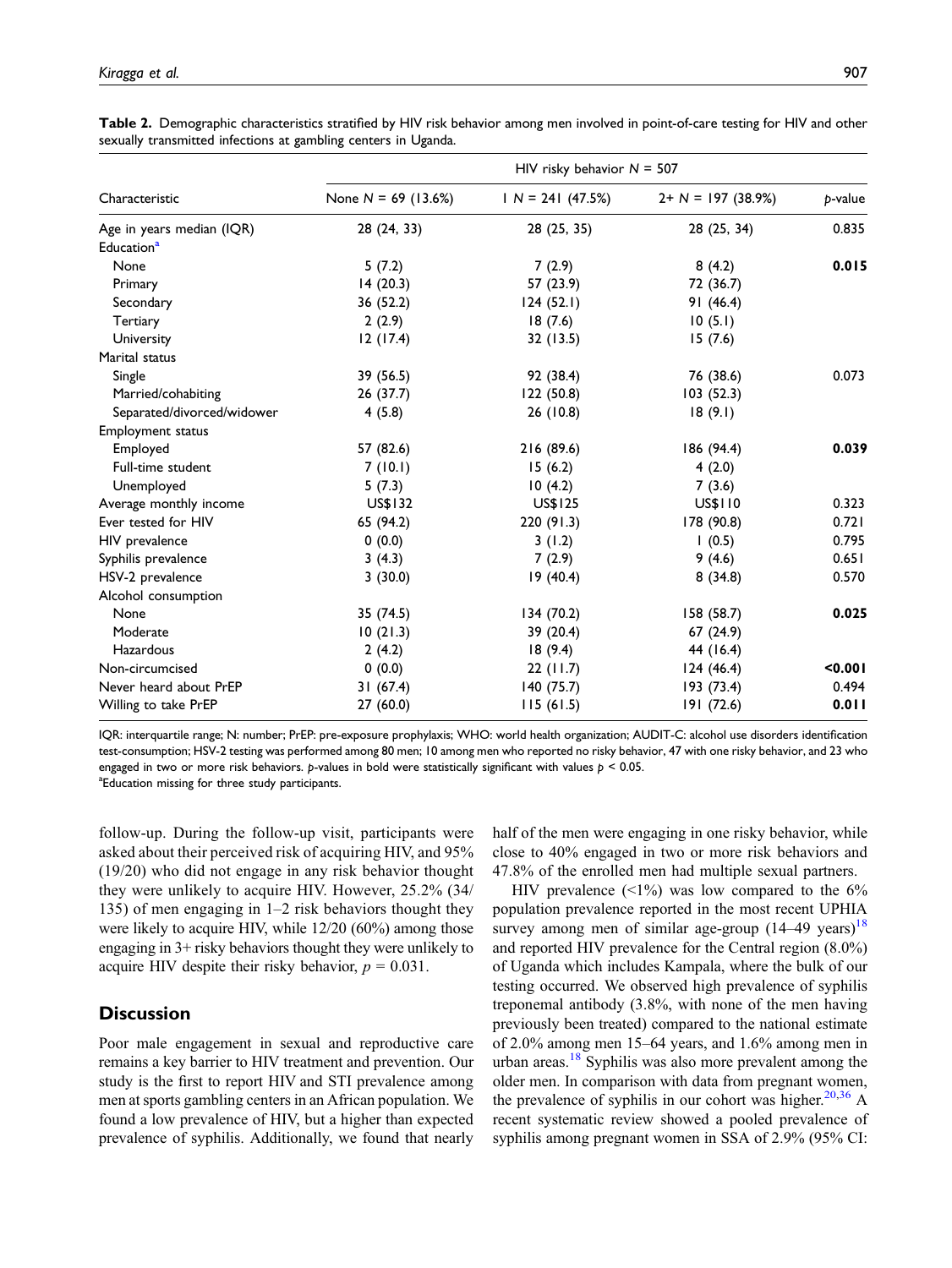**Table 2.** Demographic characteristics stratified by HIV risk behavior among men involved in point-of-care testing for HIV and other sexually transmitted infections at gambling centers in Uganda.

| Characteristic | HIV risky behavior $N$ = 507 | | | |
|---|---|---|---|---|
| | None $N$ = 69 (13.6%) | 1 $N$ = 241 (47.5%) | 2+ $N$ = 197 (38.9%) | $p$-value |
| Age in years median (IQR) | 28 (24, 33) | 28 (25, 35) | 28 (25, 34) | 0.835 |
| Education[a] | | | | |
| None | 5 (7.2) | 7 (2.9) | 8 (4.2) | **0.015** |
| Primary | 14 (20.3) | 57 (23.9) | 72 (36.7) | |
| Secondary | 36 (52.2) | 124 (52.1) | 91 (46.4) | |
| Tertiary | 2 (2.9) | 18 (7.6) | 10 (5.1) | |
| University | 12 (17.4) | 32 (13.5) | 15 (7.6) | |
| Marital status | | | | |
| Single | 39 (56.5) | 92 (38.4) | 76 (38.6) | 0.073 |
| Married/cohabiting | 26 (37.7) | 122 (50.8) | 103 (52.3) | |
| Separated/divorced/widower | 4 (5.8) | 26 (10.8) | 18 (9.1) | |
| Employment status | | | | |
| Employed | 57 (82.6) | 216 (89.6) | 186 (94.4) | **0.039** |
| Full-time student | 7 (10.1) | 15 (6.2) | 4 (2.0) | |
| Unemployed | 5 (7.3) | 10 (4.2) | 7 (3.6) | |
| Average monthly income | US$132 | US$125 | US$110 | 0.323 |
| Ever tested for HIV | 65 (94.2) | 220 (91.3) | 178 (90.8) | 0.721 |
| HIV prevalence | 0 (0.0) | 3 (1.2) | 1 (0.5) | 0.795 |
| Syphilis prevalence | 3 (4.3) | 7 (2.9) | 9 (4.6) | 0.651 |
| HSV-2 prevalence | 3 (30.0) | 19 (40.4) | 8 (34.8) | 0.570 |
| Alcohol consumption | | | | |
| None | 35 (74.5) | 134 (70.2) | 158 (58.7) | **0.025** |
| Moderate | 10 (21.3) | 39 (20.4) | 67 (24.9) | |
| Hazardous | 2 (4.2) | 18 (9.4) | 44 (16.4) | |
| Non-circumcised | 0 (0.0) | 22 (11.7) | 124 (46.4) | **<0.001** |
| Never heard about PrEP | 31 (67.4) | 140 (75.7) | 193 (73.4) | 0.494 |
| Willing to take PrEP | 27 (60.0) | 115 (61.5) | 191 (72.6) | **0.011** |

IQR: interquartile range; N: number; PrEP: pre-exposure prophylaxis; WHO: world health organization; AUDIT-C: alcohol use disorders identification test-consumption; HSV-2 testing was performed among 80 men; 10 among men who reported no risky behavior, 47 with one risky behavior, and 23 who engaged in two or more risk behaviors. $p$-values in bold were statistically significant with values $p < 0.05$.
[a]Education missing for three study participants.

follow-up. During the follow-up visit, participants were asked about their perceived risk of acquiring HIV, and 95% (19/20) who did not engage in any risk behavior thought they were unlikely to acquire HIV. However, 25.2% (34/135) of men engaging in 1–2 risk behaviors thought they were likely to acquire HIV, while 12/20 (60%) among those engaging in 3+ risky behaviors thought they were unlikely to acquire HIV despite their risky behavior, $p = 0.031$.

## Discussion

Poor male engagement in sexual and reproductive care remains a key barrier to HIV treatment and prevention. Our study is the first to report HIV and STI prevalence among men at sports gambling centers in an African population. We found a low prevalence of HIV, but a higher than expected prevalence of syphilis. Additionally, we found that nearly half of the men were engaging in one risky behavior, while close to 40% engaged in two or more risk behaviors and 47.8% of the enrolled men had multiple sexual partners.

HIV prevalence (<1%) was low compared to the 6% population prevalence reported in the most recent UPHIA survey among men of similar age-group (14–49 years)[18] and reported HIV prevalence for the Central region (8.0%) of Uganda which includes Kampala, where the bulk of our testing occurred. We observed high prevalence of syphilis treponemal antibody (3.8%, with none of the men having previously been treated) compared to the national estimate of 2.0% among men 15–64 years, and 1.6% among men in urban areas.[18] Syphilis was also more prevalent among the older men. In comparison with data from pregnant women, the prevalence of syphilis in our cohort was higher.[20,36] A recent systematic review showed a pooled prevalence of syphilis among pregnant women in SSA of 2.9% (95% CI: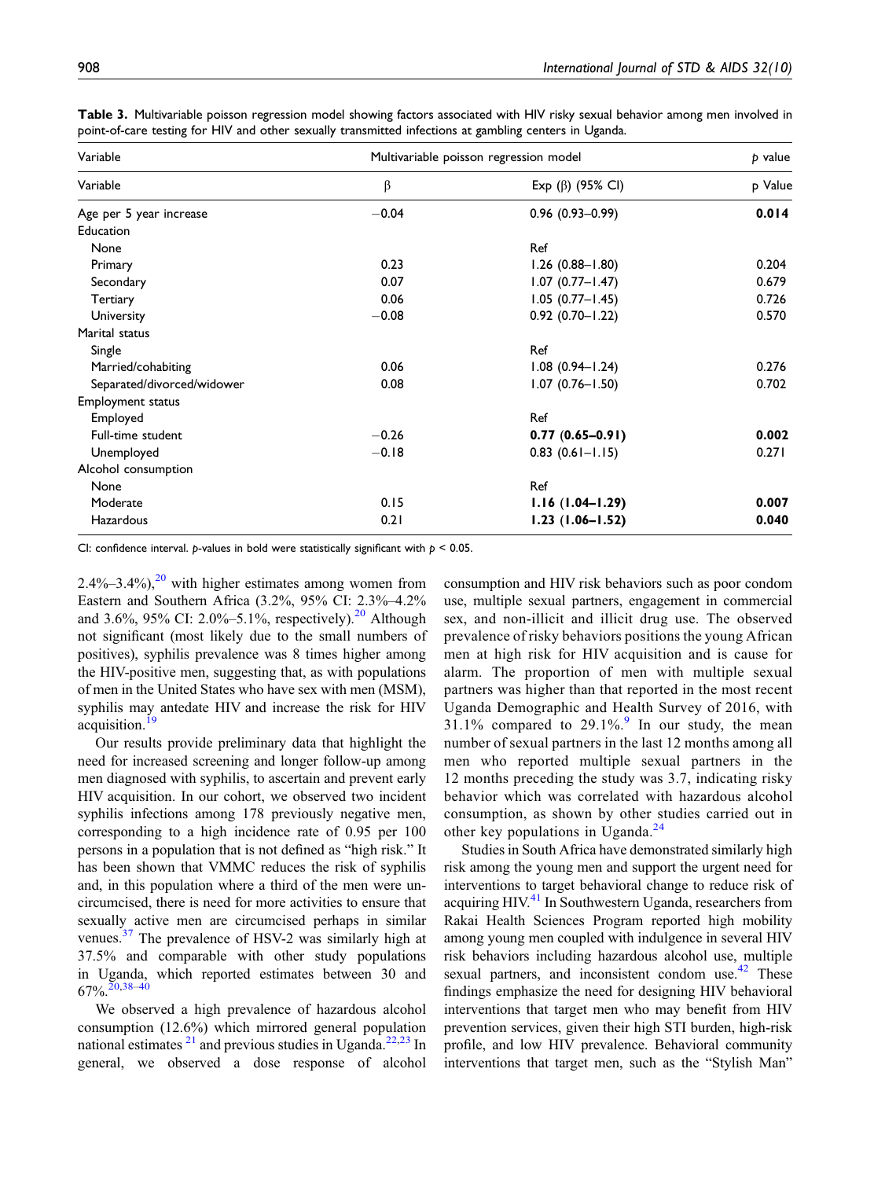**Table 3.** Multivariable poisson regression model showing factors associated with HIV risky sexual behavior among men involved in point-of-care testing for HIV and other sexually transmitted infections at gambling centers in Uganda.

| Variable | Multivariable poisson regression model | | p value |
|---|---|---|---|
| Variable | β | Exp (β) (95% CI) | p Value |
| Age per 5 year increase | −0.04 | 0.96 (0.93–0.99) | **0.014** |
| Education | | | |
| None | | Ref | |
| Primary | 0.23 | 1.26 (0.88–1.80) | 0.204 |
| Secondary | 0.07 | 1.07 (0.77–1.47) | 0.679 |
| Tertiary | 0.06 | 1.05 (0.77–1.45) | 0.726 |
| University | −0.08 | 0.92 (0.70–1.22) | 0.570 |
| Marital status | | | |
| Single | | Ref | |
| Married/cohabiting | 0.06 | 1.08 (0.94–1.24) | 0.276 |
| Separated/divorced/widower | 0.08 | 1.07 (0.76–1.50) | 0.702 |
| Employment status | | | |
| Employed | | Ref | |
| Full-time student | −0.26 | **0.77 (0.65–0.91)** | **0.002** |
| Unemployed | −0.18 | 0.83 (0.61–1.15) | 0.271 |
| Alcohol consumption | | | |
| None | | Ref | |
| Moderate | 0.15 | **1.16 (1.04–1.29)** | **0.007** |
| Hazardous | 0.21 | **1.23 (1.06–1.52)** | **0.040** |

CI: confidence interval. p-values in bold were statistically significant with $p < 0.05$.

2.4%–3.4%),[20] with higher estimates among women from Eastern and Southern Africa (3.2%, 95% CI: 2.3%–4.2% and 3.6%, 95% CI: 2.0%–5.1%, respectively).[20] Although not significant (most likely due to the small numbers of positives), syphilis prevalence was 8 times higher among the HIV-positive men, suggesting that, as with populations of men in the United States who have sex with men (MSM), syphilis may antedate HIV and increase the risk for HIV acquisition.[19]

Our results provide preliminary data that highlight the need for increased screening and longer follow-up among men diagnosed with syphilis, to ascertain and prevent early HIV acquisition. In our cohort, we observed two incident syphilis infections among 178 previously negative men, corresponding to a high incidence rate of 0.95 per 100 persons in a population that is not defined as "high risk." It has been shown that VMMC reduces the risk of syphilis and, in this population where a third of the men were uncircumcised, there is need for more activities to ensure that sexually active men are circumcised perhaps in similar venues.[37] The prevalence of HSV-2 was similarly high at 37.5% and comparable with other study populations in Uganda, which reported estimates between 30 and 67%.[20,38–40]

We observed a high prevalence of hazardous alcohol consumption (12.6%) which mirrored general population national estimates [21] and previous studies in Uganda.[22,23] In general, we observed a dose response of alcohol consumption and HIV risk behaviors such as poor condom use, multiple sexual partners, engagement in commercial sex, and non-illicit and illicit drug use. The observed prevalence of risky behaviors positions the young African men at high risk for HIV acquisition and is cause for alarm. The proportion of men with multiple sexual partners was higher than that reported in the most recent Uganda Demographic and Health Survey of 2016, with 31.1% compared to 29.1%.[9] In our study, the mean number of sexual partners in the last 12 months among all men who reported multiple sexual partners in the 12 months preceding the study was 3.7, indicating risky behavior which was correlated with hazardous alcohol consumption, as shown by other studies carried out in other key populations in Uganda.[24]

Studies in South Africa have demonstrated similarly high risk among the young men and support the urgent need for interventions to target behavioral change to reduce risk of acquiring HIV.[41] In Southwestern Uganda, researchers from Rakai Health Sciences Program reported high mobility among young men coupled with indulgence in several HIV risk behaviors including hazardous alcohol use, multiple sexual partners, and inconsistent condom use.[42] These findings emphasize the need for designing HIV behavioral interventions that target men who may benefit from HIV prevention services, given their high STI burden, high-risk profile, and low HIV prevalence. Behavioral community interventions that target men, such as the "Stylish Man"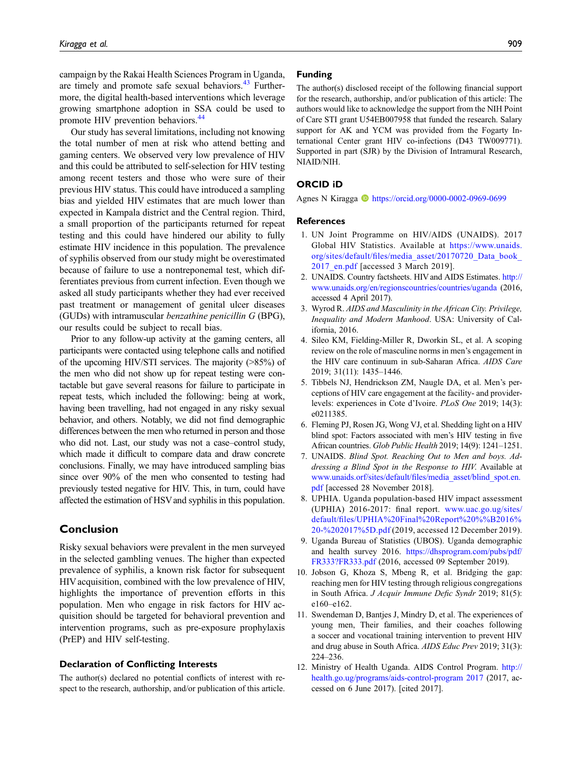campaign by the Rakai Health Sciences Program in Uganda, are timely and promote safe sexual behaviors.[43] Furthermore, the digital health-based interventions which leverage growing smartphone adoption in SSA could be used to promote HIV prevention behaviors.[44]

Our study has several limitations, including not knowing the total number of men at risk who attend betting and gaming centers. We observed very low prevalence of HIV and this could be attributed to self-selection for HIV testing among recent testers and those who were sure of their previous HIV status. This could have introduced a sampling bias and yielded HIV estimates that are much lower than expected in Kampala district and the Central region. Third, a small proportion of the participants returned for repeat testing and this could have hindered our ability to fully estimate HIV incidence in this population. The prevalence of syphilis observed from our study might be overestimated because of failure to use a nontreponemal test, which differentiates previous from current infection. Even though we asked all study participants whether they had ever received past treatment or management of genital ulcer diseases (GUDs) with intramuscular *benzathine penicillin G* (BPG), our results could be subject to recall bias.

Prior to any follow-up activity at the gaming centers, all participants were contacted using telephone calls and notified of the upcoming HIV/STI services. The majority (>85%) of the men who did not show up for repeat testing were contactable but gave several reasons for failure to participate in repeat tests, which included the following: being at work, having been travelling, had not engaged in any risky sexual behavior, and others. Notably, we did not find demographic differences between the men who returned in person and those who did not. Last, our study was not a case–control study, which made it difficult to compare data and draw concrete conclusions. Finally, we may have introduced sampling bias since over 90% of the men who consented to testing had previously tested negative for HIV. This, in turn, could have affected the estimation of HSV and syphilis in this population.

## Conclusion

Risky sexual behaviors were prevalent in the men surveyed in the selected gambling venues. The higher than expected prevalence of syphilis, a known risk factor for subsequent HIV acquisition, combined with the low prevalence of HIV, highlights the importance of prevention efforts in this population. Men who engage in risk factors for HIV acquisition should be targeted for behavioral prevention and intervention programs, such as pre-exposure prophylaxis (PrEP) and HIV self-testing.

### Declaration of Conflicting Interests

The author(s) declared no potential conflicts of interest with respect to the research, authorship, and/or publication of this article.

### Funding

The author(s) disclosed receipt of the following financial support for the research, authorship, and/or publication of this article: The authors would like to acknowledge the support from the NIH Point of Care STI grant U54EB007958 that funded the research. Salary support for AK and YCM was provided from the Fogarty International Center grant HIV co-infections (D43 TW009771). Supported in part (SJR) by the Division of Intramural Research, NIAID/NIH.

### ORCID iD

Agnes N Kiragga https://orcid.org/0000-0002-0969-0699

### References

1. UN Joint Programme on HIV/AIDS (UNAIDS). 2017 Global HIV Statistics. Available at https://www.unaids.org/sites/default/files/media_asset/20170720_Data_book_2017_en.pdf [accessed 3 March 2019].
2. UNAIDS. Country factsheets. HIV and AIDS Estimates. http://www.unaids.org/en/regionscountries/countries/uganda (2016, accessed 4 April 2017).
3. Wyrod R. *AIDS and Masculinity in the African City. Privilege, Inequality and Modern Manhood*. USA: University of California, 2016.
4. Sileo KM, Fielding-Miller R, Dworkin SL, et al. A scoping review on the role of masculine norms in men's engagement in the HIV care continuum in sub-Saharan Africa. *AIDS Care* 2019; 31(11): 1435–1446.
5. Tibbels NJ, Hendrickson ZM, Naugle DA, et al. Men's perceptions of HIV care engagement at the facility- and provider-levels: experiences in Cote d'Ivoire. *PLoS One* 2019; 14(3): e0211385.
6. Fleming PJ, Rosen JG, Wong VJ, et al. Shedding light on a HIV blind spot: Factors associated with men's HIV testing in five African countries. *Glob Public Health* 2019; 14(9): 1241–1251.
7. UNAIDS. *Blind Spot. Reaching Out to Men and boys. Addressing a Blind Spot in the Response to HIV*. Available at www.unaids.orf/sites/default/files/media_asset/blind_spot.en.pdf [accessed 28 November 2018].
8. UPHIA. Uganda population-based HIV impact assessment (UPHIA) 2016-2017: final report. www.uac.go.ug/sites/default/files/UPHIA%20Final%20Report%20%%B2016%20-%202017%5D.pdf (2019, accessed 12 December 2019).
9. Uganda Bureau of Statistics (UBOS). Uganda demographic and health survey 2016. https://dhsprogram.com/pubs/pdf/FR333?FR333.pdf (2016, accessed 09 September 2019).
10. Jobson G, Khoza S, Mbeng R, et al. Bridging the gap: reaching men for HIV testing through religious congregations in South Africa. *J Acquir Immune Defic Syndr* 2019; 81(5): e160–e162.
11. Swendeman D, Bantjes J, Mindry D, et al. The experiences of young men, Their families, and their coaches following a soccer and vocational training intervention to prevent HIV and drug abuse in South Africa. *AIDS Educ Prev* 2019; 31(3): 224–236.
12. Ministry of Health Uganda. AIDS Control Program. http://health.go.ug/programs/aids-control-program 2017 (2017, accessed on 6 June 2017). [cited 2017].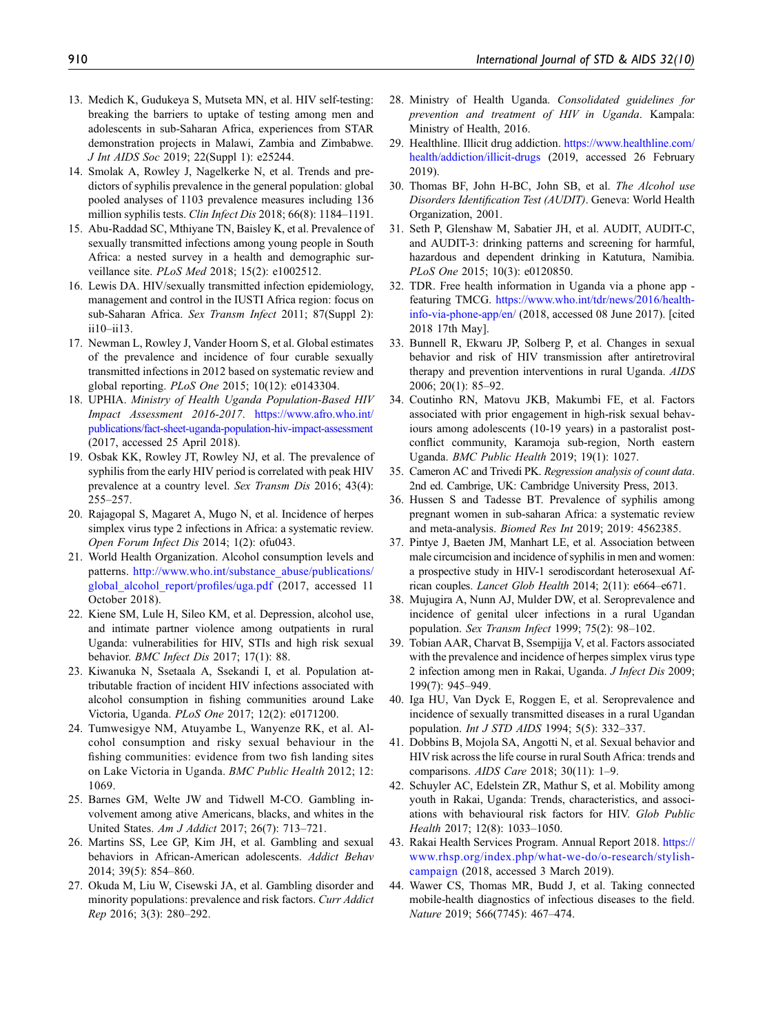13. Medich K, Gudukeya S, Mutseta MN, et al. HIV self-testing: breaking the barriers to uptake of testing among men and adolescents in sub-Saharan Africa, experiences from STAR demonstration projects in Malawi, Zambia and Zimbabwe. *J Int AIDS Soc* 2019; 22(Suppl 1): e25244.
14. Smolak A, Rowley J, Nagelkerke N, et al. Trends and predictors of syphilis prevalence in the general population: global pooled analyses of 1103 prevalence measures including 136 million syphilis tests. *Clin Infect Dis* 2018; 66(8): 1184–1191.
15. Abu-Raddad SC, Mthiyane TN, Baisley K, et al. Prevalence of sexually transmitted infections among young people in South Africa: a nested survey in a health and demographic surveillance site. *PLoS Med* 2018; 15(2): e1002512.
16. Lewis DA. HIV/sexually transmitted infection epidemiology, management and control in the IUSTI Africa region: focus on sub-Saharan Africa. *Sex Transm Infect* 2011; 87(Suppl 2): ii10–ii13.
17. Newman L, Rowley J, Vander Hoorn S, et al. Global estimates of the prevalence and incidence of four curable sexually transmitted infections in 2012 based on systematic review and global reporting. *PLoS One* 2015; 10(12): e0143304.
18. UPHIA. *Ministry of Health Uganda Population-Based HIV Impact Assessment 2016-2017*. https://www.afro.who.int/publications/fact-sheet-uganda-population-hiv-impact-assessment (2017, accessed 25 April 2018).
19. Osbak KK, Rowley JT, Rowley NJ, et al. The prevalence of syphilis from the early HIV period is correlated with peak HIV prevalence at a country level. *Sex Transm Dis* 2016; 43(4): 255–257.
20. Rajagopal S, Magaret A, Mugo N, et al. Incidence of herpes simplex virus type 2 infections in Africa: a systematic review. *Open Forum Infect Dis* 2014; 1(2): ofu043.
21. World Health Organization. Alcohol consumption levels and patterns. http://www.who.int/substance_abuse/publications/global_alcohol_report/profiles/uga.pdf (2017, accessed 11 October 2018).
22. Kiene SM, Lule H, Sileo KM, et al. Depression, alcohol use, and intimate partner violence among outpatients in rural Uganda: vulnerabilities for HIV, STIs and high risk sexual behavior. *BMC Infect Dis* 2017; 17(1): 88.
23. Kiwanuka N, Ssetaala A, Ssekandi I, et al. Population attributable fraction of incident HIV infections associated with alcohol consumption in fishing communities around Lake Victoria, Uganda. *PLoS One* 2017; 12(2): e0171200.
24. Tumwesigye NM, Atuyambe L, Wanyenze RK, et al. Alcohol consumption and risky sexual behaviour in the fishing communities: evidence from two fish landing sites on Lake Victoria in Uganda. *BMC Public Health* 2012; 12: 1069.
25. Barnes GM, Welte JW and Tidwell M-CO. Gambling involvement among ative Americans, blacks, and whites in the United States. *Am J Addict* 2017; 26(7): 713–721.
26. Martins SS, Lee GP, Kim JH, et al. Gambling and sexual behaviors in African-American adolescents. *Addict Behav* 2014; 39(5): 854–860.
27. Okuda M, Liu W, Cisewski JA, et al. Gambling disorder and minority populations: prevalence and risk factors. *Curr Addict Rep* 2016; 3(3): 280–292.
28. Ministry of Health Uganda. *Consolidated guidelines for prevention and treatment of HIV in Uganda*. Kampala: Ministry of Health, 2016.
29. Healthline. Illicit drug addiction. https://www.healthline.com/health/addiction/illicit-drugs (2019, accessed 26 February 2019).
30. Thomas BF, John H-BC, John SB, et al. *The Alcohol use Disorders Identification Test (AUDIT)*. Geneva: World Health Organization, 2001.
31. Seth P, Glenshaw M, Sabatier JH, et al. AUDIT, AUDIT-C, and AUDIT-3: drinking patterns and screening for harmful, hazardous and dependent drinking in Katutura, Namibia. *PLoS One* 2015; 10(3): e0120850.
32. TDR. Free health information in Uganda via a phone app - featuring TMCG. https://www.who.int/tdr/news/2016/health-info-via-phone-app/en/ (2018, accessed 08 June 2017). [cited 2018 17th May].
33. Bunnell R, Ekwaru JP, Solberg P, et al. Changes in sexual behavior and risk of HIV transmission after antiretroviral therapy and prevention interventions in rural Uganda. *AIDS* 2006; 20(1): 85–92.
34. Coutinho RN, Matovu JKB, Makumbi FE, et al. Factors associated with prior engagement in high-risk sexual behaviours among adolescents (10-19 years) in a pastoralist post-conflict community, Karamoja sub-region, North eastern Uganda. *BMC Public Health* 2019; 19(1): 1027.
35. Cameron AC and Trivedi PK. *Regression analysis of count data*. 2nd ed. Cambrige, UK: Cambridge University Press, 2013.
36. Hussen S and Tadesse BT. Prevalence of syphilis among pregnant women in sub-saharan Africa: a systematic review and meta-analysis. *Biomed Res Int* 2019; 2019: 4562385.
37. Pintye J, Baeten JM, Manhart LE, et al. Association between male circumcision and incidence of syphilis in men and women: a prospective study in HIV-1 serodiscordant heterosexual African couples. *Lancet Glob Health* 2014; 2(11): e664–e671.
38. Mujugira A, Nunn AJ, Mulder DW, et al. Seroprevalence and incidence of genital ulcer infections in a rural Ugandan population. *Sex Transm Infect* 1999; 75(2): 98–102.
39. Tobian AAR, Charvat B, Ssempijja V, et al. Factors associated with the prevalence and incidence of herpes simplex virus type 2 infection among men in Rakai, Uganda. *J Infect Dis* 2009; 199(7): 945–949.
40. Iga HU, Van Dyck E, Roggen E, et al. Seroprevalence and incidence of sexually transmitted diseases in a rural Ugandan population. *Int J STD AIDS* 1994; 5(5): 332–337.
41. Dobbins B, Mojola SA, Angotti N, et al. Sexual behavior and HIV risk across the life course in rural South Africa: trends and comparisons. *AIDS Care* 2018; 30(11): 1–9.
42. Schuyler AC, Edelstein ZR, Mathur S, et al. Mobility among youth in Rakai, Uganda: Trends, characteristics, and associations with behavioural risk factors for HIV. *Glob Public Health* 2017; 12(8): 1033–1050.
43. Rakai Health Services Program. Annual Report 2018. https://www.rhsp.org/index.php/what-we-do/o-research/stylish-campaign (2018, accessed 3 March 2019).
44. Wawer CS, Thomas MR, Budd J, et al. Taking connected mobile-health diagnostics of infectious diseases to the field. *Nature* 2019; 566(7745): 467–474.